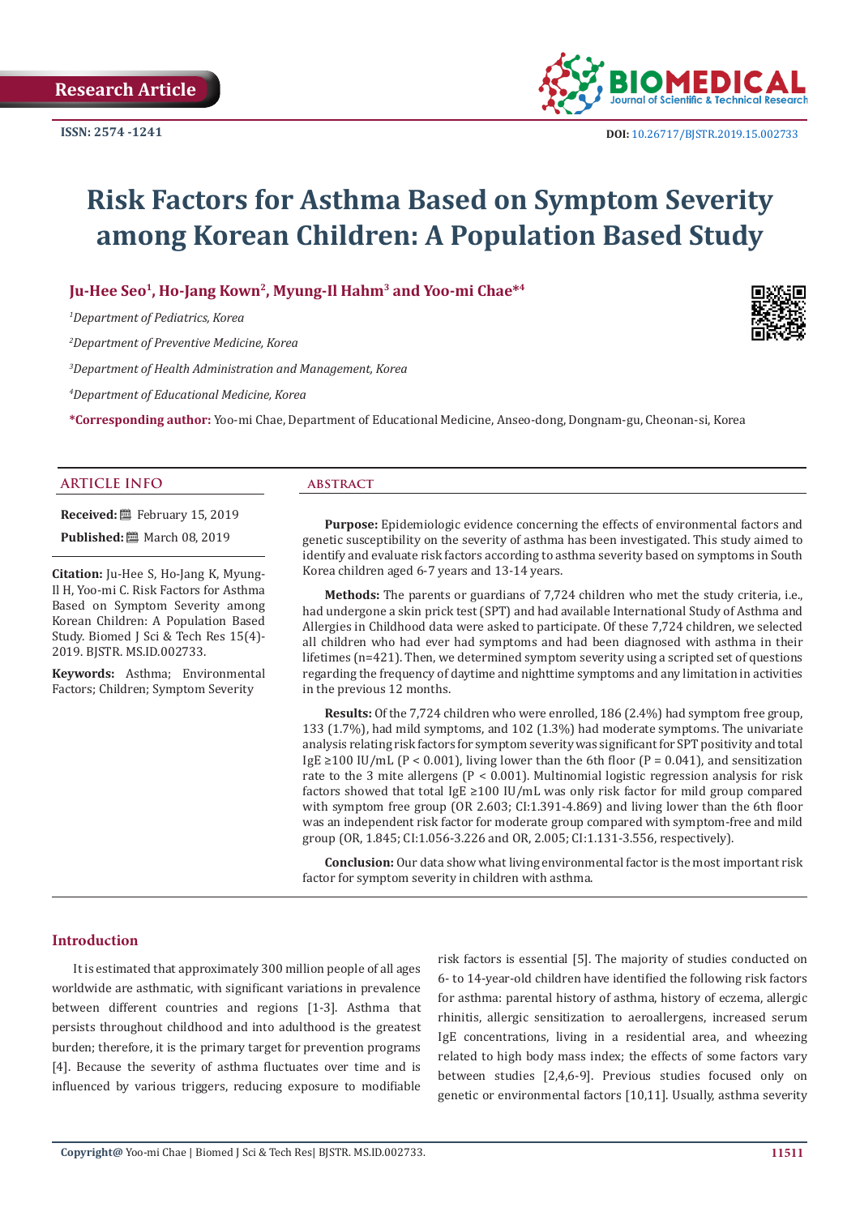Research Article

ISSN: 2574 -1241

DOI: 10.26717/BJSTR.2019.15.002733

# Risk Factors for Asthma Based on Symptom Severity among Korean Children: A Population Based Study

**Ju-Hee Seo[1], Ho-Jang Kown[2], Myung-Il Hahm[3] and Yoo-mi Chae*[4]**

*[1]Department of Pediatrics, Korea*

*[2]Department of Preventive Medicine, Korea*

*[3]Department of Health Administration and Management, Korea*

*[4]Department of Educational Medicine, Korea*

**\*Corresponding author:** Yoo-mi Chae, Department of Educational Medicine, Anseo-dong, Dongnam-gu, Cheonan-si, Korea

## ARTICLE INFO

**Received:** February 15, 2019

**Published:** March 08, 2019

**Citation:** Ju-Hee S, Ho-Jang K, Myung-Il H, Yoo-mi C. Risk Factors for Asthma Based on Symptom Severity among Korean Children: A Population Based Study. Biomed J Sci & Tech Res 15(4)-2019. BJSTR. MS.ID.002733.

**Keywords:** Asthma; Environmental Factors; Children; Symptom Severity

## ABSTRACT

**Purpose:** Epidemiologic evidence concerning the effects of environmental factors and genetic susceptibility on the severity of asthma has been investigated. This study aimed to identify and evaluate risk factors according to asthma severity based on symptoms in South Korea children aged 6-7 years and 13-14 years.

**Methods:** The parents or guardians of 7,724 children who met the study criteria, i.e., had undergone a skin prick test (SPT) and had available International Study of Asthma and Allergies in Childhood data were asked to participate. Of these 7,724 children, we selected all children who had ever had symptoms and had been diagnosed with asthma in their lifetimes (n=421). Then, we determined symptom severity using a scripted set of questions regarding the frequency of daytime and nighttime symptoms and any limitation in activities in the previous 12 months.

**Results:** Of the 7,724 children who were enrolled, 186 (2.4%) had symptom free group, 133 (1.7%), had mild symptoms, and 102 (1.3%) had moderate symptoms. The univariate analysis relating risk factors for symptom severity was significant for SPT positivity and total IgE ≥100 IU/mL ($P < 0.001$), living lower than the 6th floor ($P = 0.041$), and sensitization rate to the 3 mite allergens ($P < 0.001$). Multinomial logistic regression analysis for risk factors showed that total IgE ≥100 IU/mL was only risk factor for mild group compared with symptom free group (OR 2.603; CI:1.391-4.869) and living lower than the 6th floor was an independent risk factor for moderate group compared with symptom-free and mild group (OR, 1.845; CI:1.056-3.226 and OR, 2.005; CI:1.131-3.556, respectively).

**Conclusion:** Our data show what living environmental factor is the most important risk factor for symptom severity in children with asthma.

## Introduction

It is estimated that approximately 300 million people of all ages worldwide are asthmatic, with significant variations in prevalence between different countries and regions [1-3]. Asthma that persists throughout childhood and into adulthood is the greatest burden; therefore, it is the primary target for prevention programs [4]. Because the severity of asthma fluctuates over time and is influenced by various triggers, reducing exposure to modifiable risk factors is essential [5]. The majority of studies conducted on 6- to 14-year-old children have identified the following risk factors for asthma: parental history of asthma, history of eczema, allergic rhinitis, allergic sensitization to aeroallergens, increased serum IgE concentrations, living in a residential area, and wheezing related to high body mass index; the effects of some factors vary between studies [2,4,6-9]. Previous studies focused only on genetic or environmental factors [10,11]. Usually, asthma severity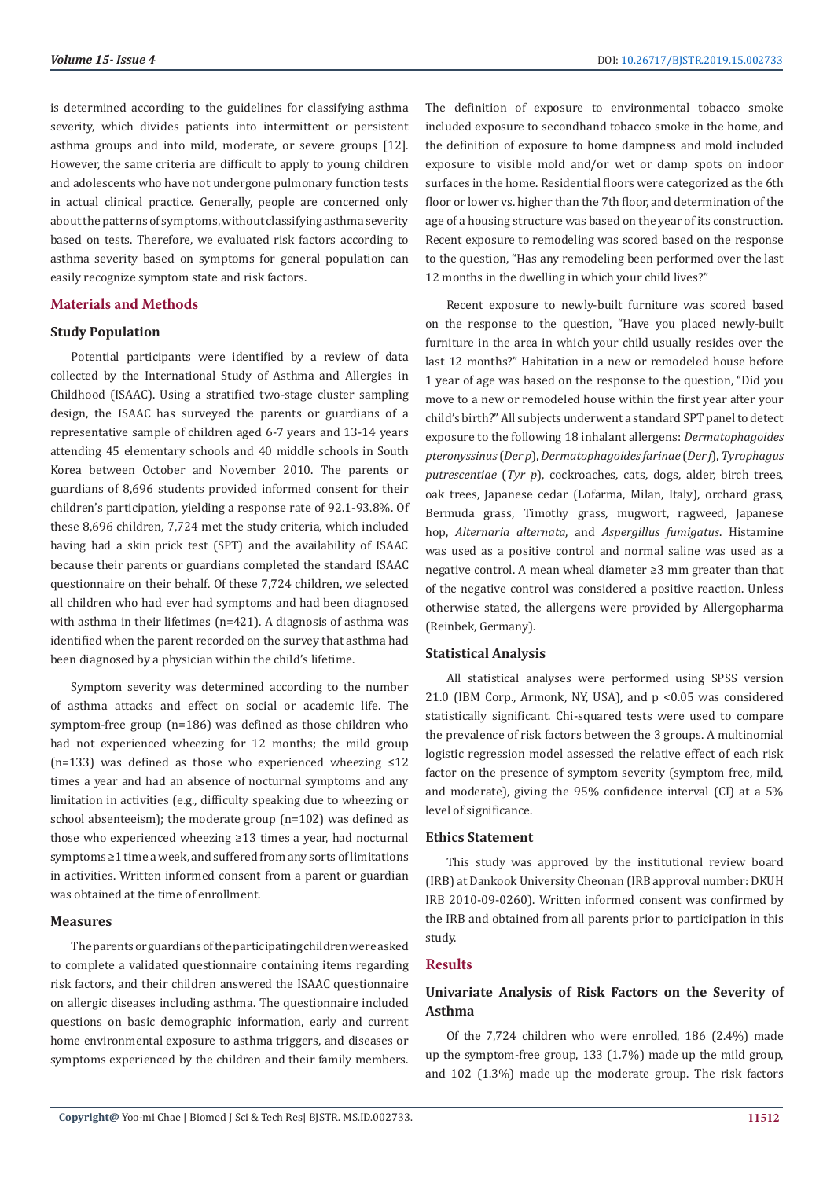is determined according to the guidelines for classifying asthma severity, which divides patients into intermittent or persistent asthma groups and into mild, moderate, or severe groups [12]. However, the same criteria are difficult to apply to young children and adolescents who have not undergone pulmonary function tests in actual clinical practice. Generally, people are concerned only about the patterns of symptoms, without classifying asthma severity based on tests. Therefore, we evaluated risk factors according to asthma severity based on symptoms for general population can easily recognize symptom state and risk factors.

## Materials and Methods

### Study Population

Potential participants were identified by a review of data collected by the International Study of Asthma and Allergies in Childhood (ISAAC). Using a stratified two-stage cluster sampling design, the ISAAC has surveyed the parents or guardians of a representative sample of children aged 6-7 years and 13-14 years attending 45 elementary schools and 40 middle schools in South Korea between October and November 2010. The parents or guardians of 8,696 students provided informed consent for their children's participation, yielding a response rate of 92.1-93.8%. Of these 8,696 children, 7,724 met the study criteria, which included having had a skin prick test (SPT) and the availability of ISAAC because their parents or guardians completed the standard ISAAC questionnaire on their behalf. Of these 7,724 children, we selected all children who had ever had symptoms and had been diagnosed with asthma in their lifetimes (n=421). A diagnosis of asthma was identified when the parent recorded on the survey that asthma had been diagnosed by a physician within the child's lifetime.

Symptom severity was determined according to the number of asthma attacks and effect on social or academic life. The symptom-free group (n=186) was defined as those children who had not experienced wheezing for 12 months; the mild group (n=133) was defined as those who experienced wheezing ≤12 times a year and had an absence of nocturnal symptoms and any limitation in activities (e.g., difficulty speaking due to wheezing or school absenteeism); the moderate group (n=102) was defined as those who experienced wheezing ≥13 times a year, had nocturnal symptoms ≥1 time a week, and suffered from any sorts of limitations in activities. Written informed consent from a parent or guardian was obtained at the time of enrollment.

### Measures

The parents or guardians of the participating children were asked to complete a validated questionnaire containing items regarding risk factors, and their children answered the ISAAC questionnaire on allergic diseases including asthma. The questionnaire included questions on basic demographic information, early and current home environmental exposure to asthma triggers, and diseases or symptoms experienced by the children and their family members. The definition of exposure to environmental tobacco smoke included exposure to secondhand tobacco smoke in the home, and the definition of exposure to home dampness and mold included exposure to visible mold and/or wet or damp spots on indoor surfaces in the home. Residential floors were categorized as the 6th floor or lower vs. higher than the 7th floor, and determination of the age of a housing structure was based on the year of its construction. Recent exposure to remodeling was scored based on the response to the question, "Has any remodeling been performed over the last 12 months in the dwelling in which your child lives?"

Recent exposure to newly-built furniture was scored based on the response to the question, "Have you placed newly-built furniture in the area in which your child usually resides over the last 12 months?" Habitation in a new or remodeled house before 1 year of age was based on the response to the question, "Did you move to a new or remodeled house within the first year after your child's birth?" All subjects underwent a standard SPT panel to detect exposure to the following 18 inhalant allergens: *Dermatophagoides pteronyssinus* (*Der p*), *Dermatophagoides farinae* (*Der f*), *Tyrophagus putrescentiae* (*Tyr p*), cockroaches, cats, dogs, alder, birch trees, oak trees, Japanese cedar (Lofarma, Milan, Italy), orchard grass, Bermuda grass, Timothy grass, mugwort, ragweed, Japanese hop, *Alternaria alternata*, and *Aspergillus fumigatus*. Histamine was used as a positive control and normal saline was used as a negative control. A mean wheal diameter ≥3 mm greater than that of the negative control was considered a positive reaction. Unless otherwise stated, the allergens were provided by Allergopharma (Reinbek, Germany).

### Statistical Analysis

All statistical analyses were performed using SPSS version 21.0 (IBM Corp., Armonk, NY, USA), and $p < 0.05$ was considered statistically significant. Chi-squared tests were used to compare the prevalence of risk factors between the 3 groups. A multinomial logistic regression model assessed the relative effect of each risk factor on the presence of symptom severity (symptom free, mild, and moderate), giving the 95% confidence interval (CI) at a 5% level of significance.

### Ethics Statement

This study was approved by the institutional review board (IRB) at Dankook University Cheonan (IRB approval number: DKUH IRB 2010-09-0260). Written informed consent was confirmed by the IRB and obtained from all parents prior to participation in this study.

## Results

### Univariate Analysis of Risk Factors on the Severity of Asthma

Of the 7,724 children who were enrolled, 186 (2.4%) made up the symptom-free group, 133 (1.7%) made up the mild group, and 102 (1.3%) made up the moderate group. The risk factors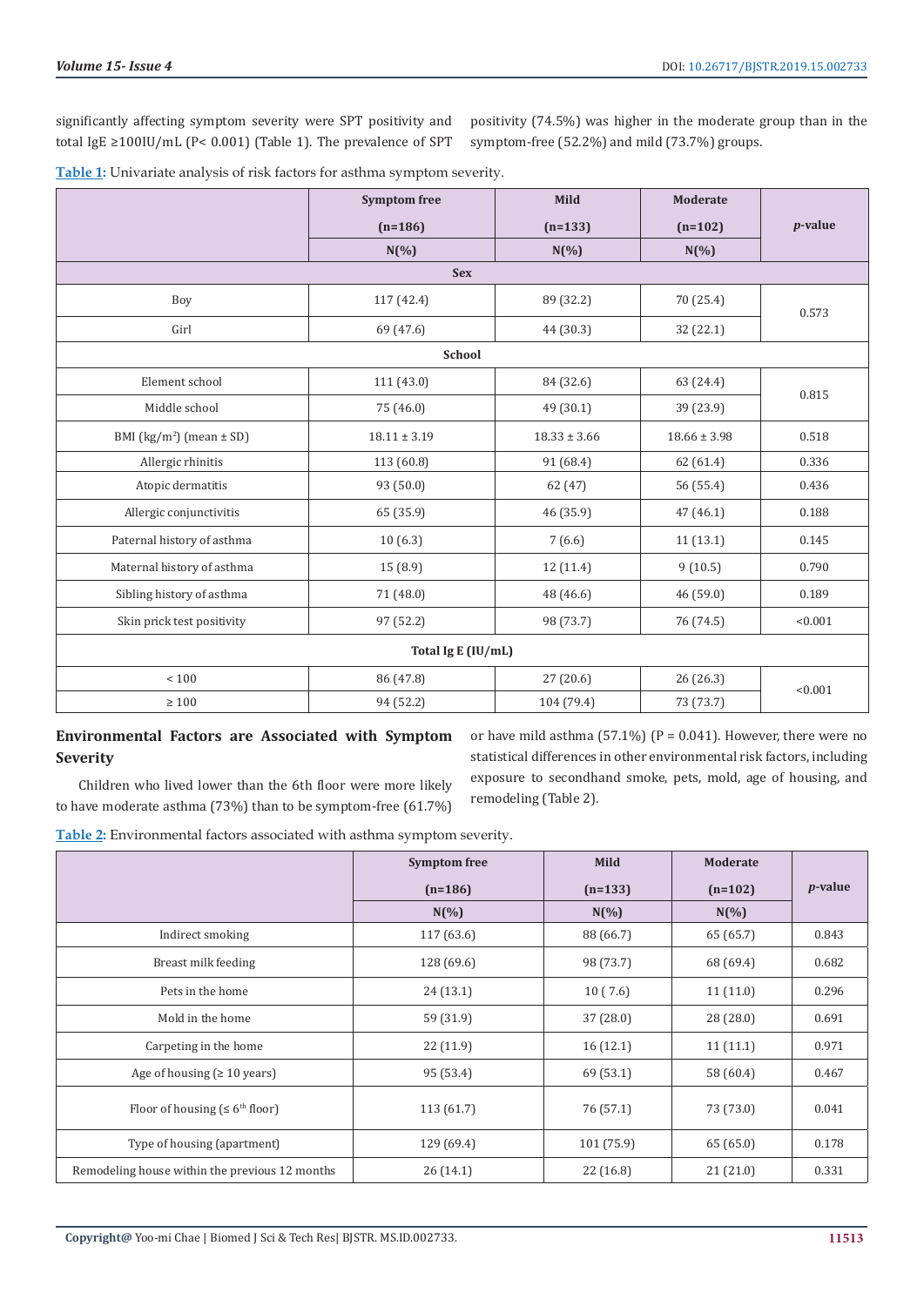significantly affecting symptom severity were SPT positivity and total IgE ≥100IU/mL (P< 0.001) (Table 1). The prevalence of SPT positivity (74.5%) was higher in the moderate group than in the symptom-free (52.2%) and mild (73.7%) groups.

**Table 1:** Univariate analysis of risk factors for asthma symptom severity.

| | Symptom free (n=186) N(%) | Mild (n=133) N(%) | Moderate (n=102) N(%) | *p*-value |
|---|---|---|---|---|
| **Sex** | | | | |
| Boy | 117 (42.4) | 89 (32.2) | 70 (25.4) | 0.573 |
| Girl | 69 (47.6) | 44 (30.3) | 32 (22.1) | |
| **School** | | | | |
| Element school | 111 (43.0) | 84 (32.6) | 63 (24.4) | 0.815 |
| Middle school | 75 (46.0) | 49 (30.1) | 39 (23.9) | |
| BMI (kg/m$^2$) (mean ± SD) | 18.11 ± 3.19 | 18.33 ± 3.66 | 18.66 ± 3.98 | 0.518 |
| Allergic rhinitis | 113 (60.8) | 91 (68.4) | 62 (61.4) | 0.336 |
| Atopic dermatitis | 93 (50.0) | 62 (47) | 56 (55.4) | 0.436 |
| Allergic conjunctivitis | 65 (35.9) | 46 (35.9) | 47 (46.1) | 0.188 |
| Paternal history of asthma | 10 (6.3) | 7 (6.6) | 11 (13.1) | 0.145 |
| Maternal history of asthma | 15 (8.9) | 12 (11.4) | 9 (10.5) | 0.790 |
| Sibling history of asthma | 71 (48.0) | 48 (46.6) | 46 (59.0) | 0.189 |
| Skin prick test positivity | 97 (52.2) | 98 (73.7) | 76 (74.5) | <0.001 |
| **Total Ig E (IU/mL)** | | | | |
| < 100 | 86 (47.8) | 27 (20.6) | 26 (26.3) | <0.001 |
| ≥ 100 | 94 (52.2) | 104 (79.4) | 73 (73.7) | |

## Environmental Factors are Associated with Symptom Severity

Children who lived lower than the 6th floor were more likely to have moderate asthma (73%) than to be symptom-free (61.7%) or have mild asthma (57.1%) (P = 0.041). However, there were no statistical differences in other environmental risk factors, including exposure to secondhand smoke, pets, mold, age of housing, and remodeling (Table 2).

**Table 2:** Environmental factors associated with asthma symptom severity.

| | Symptom free (n=186) N(%) | Mild (n=133) N(%) | Moderate (n=102) N(%) | *p*-value |
|---|---|---|---|---|
| Indirect smoking | 117 (63.6) | 88 (66.7) | 65 (65.7) | 0.843 |
| Breast milk feeding | 128 (69.6) | 98 (73.7) | 68 (69.4) | 0.682 |
| Pets in the home | 24 (13.1) | 10 ( 7.6) | 11 (11.0) | 0.296 |
| Mold in the home | 59 (31.9) | 37 (28.0) | 28 (28.0) | 0.691 |
| Carpeting in the home | 22 (11.9) | 16 (12.1) | 11 (11.1) | 0.971 |
| Age of housing (≥ 10 years) | 95 (53.4) | 69 (53.1) | 58 (60.4) | 0.467 |
| Floor of housing (≤ 6$^{th}$ floor) | 113 (61.7) | 76 (57.1) | 73 (73.0) | 0.041 |
| Type of housing (apartment) | 129 (69.4) | 101 (75.9) | 65 (65.0) | 0.178 |
| Remodeling house within the previous 12 months | 26 (14.1) | 22 (16.8) | 21 (21.0) | 0.331 |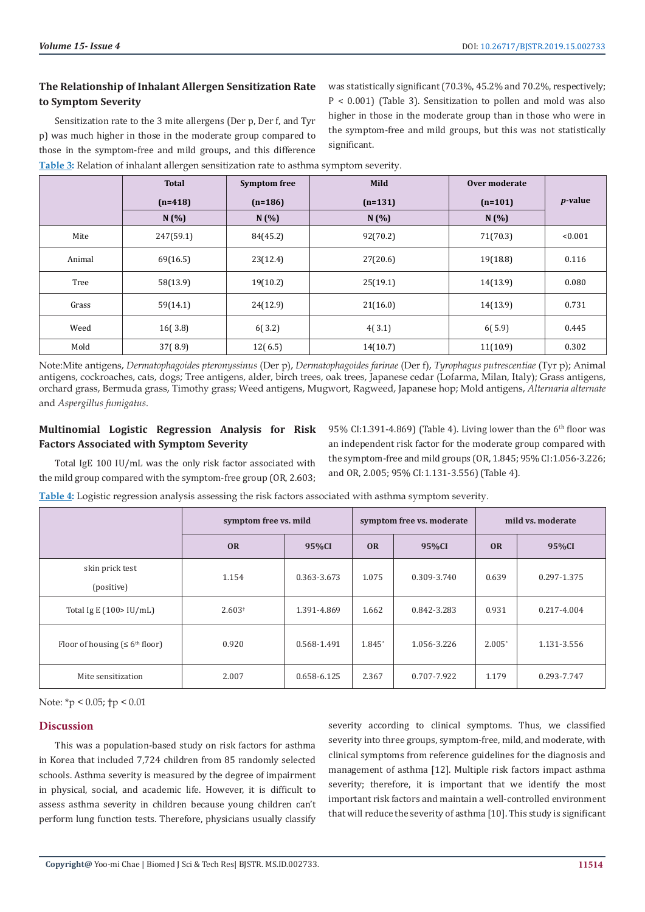### The Relationship of Inhalant Allergen Sensitization Rate to Symptom Severity

Sensitization rate to the 3 mite allergens (Der p, Der f, and Tyr p) was much higher in those in the moderate group compared to those in the symptom-free and mild groups, and this difference was statistically significant (70.3%, 45.2% and 70.2%, respectively; P < 0.001) (Table 3). Sensitization to pollen and mold was also higher in those in the moderate group than in those who were in the symptom-free and mild groups, but this was not statistically significant.

**Table 3**: Relation of inhalant allergen sensitization rate to asthma symptom severity.

| | Total (n=418) | Symptom free (n=186) | Mild (n=131) | Over moderate (n=101) | *p*-value |
|---|---|---|---|---|---|
| | N (%) | N (%) | N (%) | N (%) | |
| Mite | 247(59.1) | 84(45.2) | 92(70.2) | 71(70.3) | <0.001 |
| Animal | 69(16.5) | 23(12.4) | 27(20.6) | 19(18.8) | 0.116 |
| Tree | 58(13.9) | 19(10.2) | 25(19.1) | 14(13.9) | 0.080 |
| Grass | 59(14.1) | 24(12.9) | 21(16.0) | 14(13.9) | 0.731 |
| Weed | 16( 3.8) | 6( 3.2) | 4( 3.1) | 6( 5.9) | 0.445 |
| Mold | 37( 8.9) | 12( 6.5) | 14(10.7) | 11(10.9) | 0.302 |

Note:Mite antigens, *Dermatophagoides pteronyssinus* (Der p), *Dermatophagoides farinae* (Der f), *Tyrophagus putrescentiae* (Tyr p); Animal antigens, cockroaches, cats, dogs; Tree antigens, alder, birch trees, oak trees, Japanese cedar (Lofarma, Milan, Italy); Grass antigens, orchard grass, Bermuda grass, Timothy grass; Weed antigens, Mugwort, Ragweed, Japanese hop; Mold antigens, *Alternaria alternate* and *Aspergillus fumigatus*.

### Multinomial Logistic Regression Analysis for Risk Factors Associated with Symptom Severity

Total IgE 100 IU/mL was the only risk factor associated with the mild group compared with the symptom-free group (OR, 2.603; 95% CI:1.391-4.869) (Table 4). Living lower than the 6th floor was an independent risk factor for the moderate group compared with the symptom-free and mild groups (OR, 1.845; 95% CI:1.056-3.226; and OR, 2.005; 95% CI:1.131-3.556) (Table 4).

**Table 4**: Logistic regression analysis assessing the risk factors associated with asthma symptom severity.

| | symptom free vs. mild | | symptom free vs. moderate | | mild vs. moderate | |
|---|---|---|---|---|---|---|
| | OR | 95%CI | OR | 95%CI | OR | 95%CI |
| skin prick test (positive) | 1.154 | 0.363-3.673 | 1.075 | 0.309-3.740 | 0.639 | 0.297-1.375 |
| Total Ig E (100> IU/mL) | 2.603† | 1.391-4.869 | 1.662 | 0.842-3.283 | 0.931 | 0.217-4.004 |
| Floor of housing (≤ 6th floor) | 0.920 | 0.568-1.491 | 1.845* | 1.056-3.226 | 2.005* | 1.131-3.556 |
| Mite sensitization | 2.007 | 0.658-6.125 | 2.367 | 0.707-7.922 | 1.179 | 0.293-7.747 |

Note: *p < 0.05; †p < 0.01

## Discussion

This was a population-based study on risk factors for asthma in Korea that included 7,724 children from 85 randomly selected schools. Asthma severity is measured by the degree of impairment in physical, social, and academic life. However, it is difficult to assess asthma severity in children because young children can't perform lung function tests. Therefore, physicians usually classify severity according to clinical symptoms. Thus, we classified severity into three groups, symptom-free, mild, and moderate, with clinical symptoms from reference guidelines for the diagnosis and management of asthma [12]. Multiple risk factors impact asthma severity; therefore, it is important that we identify the most important risk factors and maintain a well-controlled environment that will reduce the severity of asthma [10]. This study is significant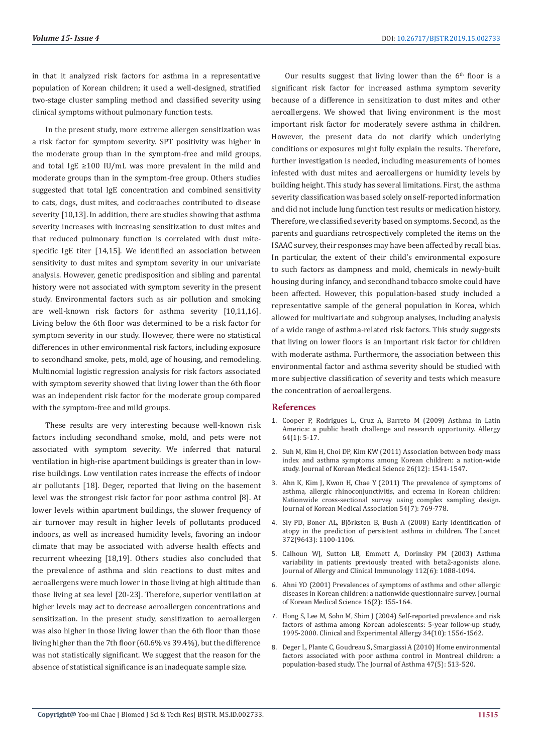in that it analyzed risk factors for asthma in a representative population of Korean children; it used a well-designed, stratified two-stage cluster sampling method and classified severity using clinical symptoms without pulmonary function tests.

In the present study, more extreme allergen sensitization was a risk factor for symptom severity. SPT positivity was higher in the moderate group than in the symptom-free and mild groups, and total IgE ≥100 IU/mL was more prevalent in the mild and moderate groups than in the symptom-free group. Others studies suggested that total IgE concentration and combined sensitivity to cats, dogs, dust mites, and cockroaches contributed to disease severity [10,13]. In addition, there are studies showing that asthma severity increases with increasing sensitization to dust mites and that reduced pulmonary function is correlated with dust mite-specific IgE titer [14,15]. We identified an association between sensitivity to dust mites and symptom severity in our univariate analysis. However, genetic predisposition and sibling and parental history were not associated with symptom severity in the present study. Environmental factors such as air pollution and smoking are well-known risk factors for asthma severity [10,11,16]. Living below the 6th floor was determined to be a risk factor for symptom severity in our study. However, there were no statistical differences in other environmental risk factors, including exposure to secondhand smoke, pets, mold, age of housing, and remodeling. Multinomial logistic regression analysis for risk factors associated with symptom severity showed that living lower than the 6th floor was an independent risk factor for the moderate group compared with the symptom-free and mild groups.

These results are very interesting because well-known risk factors including secondhand smoke, mold, and pets were not associated with symptom severity. We inferred that natural ventilation in high-rise apartment buildings is greater than in low-rise buildings. Low ventilation rates increase the effects of indoor air pollutants [18]. Deger, reported that living on the basement level was the strongest risk factor for poor asthma control [8]. At lower levels within apartment buildings, the slower frequency of air turnover may result in higher levels of pollutants produced indoors, as well as increased humidity levels, favoring an indoor climate that may be associated with adverse health effects and recurrent wheezing [18,19]. Others studies also concluded that the prevalence of asthma and skin reactions to dust mites and aeroallergens were much lower in those living at high altitude than those living at sea level [20-23]. Therefore, superior ventilation at higher levels may act to decrease aeroallergen concentrations and sensitization. In the present study, sensitization to aeroallergen was also higher in those living lower than the 6th floor than those living higher than the 7th floor (60.6% vs 39.4%), but the difference was not statistically significant. We suggest that the reason for the absence of statistical significance is an inadequate sample size.

Our results suggest that living lower than the 6th floor is a significant risk factor for increased asthma symptom severity because of a difference in sensitization to dust mites and other aeroallergens. We showed that living environment is the most important risk factor for moderately severe asthma in children. However, the present data do not clarify which underlying conditions or exposures might fully explain the results. Therefore, further investigation is needed, including measurements of homes infested with dust mites and aeroallergens or humidity levels by building height. This study has several limitations. First, the asthma severity classification was based solely on self-reported information and did not include lung function test results or medication history. Therefore, we classified severity based on symptoms. Second, as the parents and guardians retrospectively completed the items on the ISAAC survey, their responses may have been affected by recall bias. In particular, the extent of their child's environmental exposure to such factors as dampness and mold, chemicals in newly-built housing during infancy, and secondhand tobacco smoke could have been affected. However, this population-based study included a representative sample of the general population in Korea, which allowed for multivariate and subgroup analyses, including analysis of a wide range of asthma-related risk factors. This study suggests that living on lower floors is an important risk factor for children with moderate asthma. Furthermore, the association between this environmental factor and asthma severity should be studied with more subjective classification of severity and tests which measure the concentration of aeroallergens.

## References

1. Cooper P, Rodrigues L, Cruz A, Barreto M (2009) Asthma in Latin America: a public heath challenge and research opportunity. Allergy 64(1): 5-17.
2. Suh M, Kim H, Choi DP, Kim KW (2011) Association between body mass index and asthma symptoms among Korean children: a nation-wide study. Journal of Korean Medical Science 26(12): 1541-1547.
3. Ahn K, Kim J, Kwon H, Chae Y (2011) The prevalence of symptoms of asthma, allergic rhinoconjunctivitis, and eczema in Korean children: Nationwide cross-sectional survey using complex sampling design. Journal of Korean Medical Association 54(7): 769-778.
4. Sly PD, Boner AL, Björksten B, Bush A (2008) Early identification of atopy in the prediction of persistent asthma in children. The Lancet 372(9643): 1100-1106.
5. Calhoun WJ, Sutton LB, Emmett A, Dorinsky PM (2003) Asthma variability in patients previously treated with beta2-agonists alone. Journal of Allergy and Clinical Immunology 112(6): 1088-1094.
6. Ahni YO (2001) Prevalences of symptoms of asthma and other allergic diseases in Korean children: a nationwide questionnaire survey. Journal of Korean Medical Science 16(2): 155-164.
7. Hong S, Lee M, Sohn M, Shim J (2004) Self-reported prevalence and risk factors of asthma among Korean adolescents: 5-year follow-up study, 1995-2000. Clinical and Experimental Allergy 34(10): 1556-1562.
8. Deger L, Plante C, Goudreau S, Smargiassi A (2010) Home environmental factors associated with poor asthma control in Montreal children: a population-based study. The Journal of Asthma 47(5): 513-520.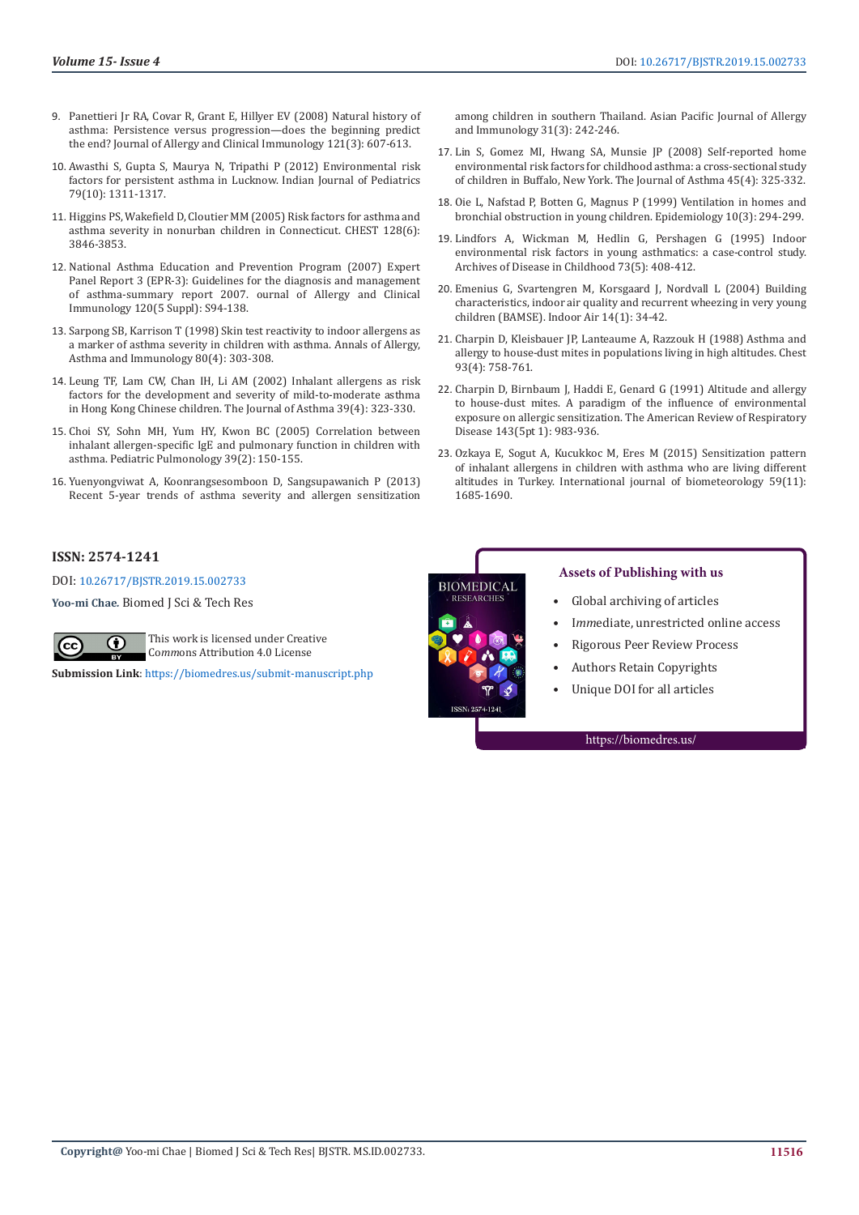9. Panettieri Jr RA, Covar R, Grant E, Hillyer EV (2008) Natural history of asthma: Persistence versus progression—does the beginning predict the end? Journal of Allergy and Clinical Immunology 121(3): 607-613.
10. Awasthi S, Gupta S, Maurya N, Tripathi P (2012) Environmental risk factors for persistent asthma in Lucknow. Indian Journal of Pediatrics 79(10): 1311-1317.
11. Higgins PS, Wakefield D, Cloutier MM (2005) Risk factors for asthma and asthma severity in nonurban children in Connecticut. CHEST 128(6): 3846-3853.
12. National Asthma Education and Prevention Program (2007) Expert Panel Report 3 (EPR-3): Guidelines for the diagnosis and management of asthma-summary report 2007. ournal of Allergy and Clinical Immunology 120(5 Suppl): S94-138.
13. Sarpong SB, Karrison T (1998) Skin test reactivity to indoor allergens as a marker of asthma severity in children with asthma. Annals of Allergy, Asthma and Immunology 80(4): 303-308.
14. Leung TF, Lam CW, Chan IH, Li AM (2002) Inhalant allergens as risk factors for the development and severity of mild-to-moderate asthma in Hong Kong Chinese children. The Journal of Asthma 39(4): 323-330.
15. Choi SY, Sohn MH, Yum HY, Kwon BC (2005) Correlation between inhalant allergen-specific IgE and pulmonary function in children with asthma. Pediatric Pulmonology 39(2): 150-155.
16. Yuenyongviwat A, Koonrangsesomboon D, Sangsupawanich P (2013) Recent 5-year trends of asthma severity and allergen sensitization among children in southern Thailand. Asian Pacific Journal of Allergy and Immunology 31(3): 242-246.
17. Lin S, Gomez MI, Hwang SA, Munsie JP (2008) Self-reported home environmental risk factors for childhood asthma: a cross-sectional study of children in Buffalo, New York. The Journal of Asthma 45(4): 325-332.
18. Oie L, Nafstad P, Botten G, Magnus P (1999) Ventilation in homes and bronchial obstruction in young children. Epidemiology 10(3): 294-299.
19. Lindfors A, Wickman M, Hedlin G, Pershagen G (1995) Indoor environmental risk factors in young asthmatics: a case-control study. Archives of Disease in Childhood 73(5): 408-412.
20. Emenius G, Svartengren M, Korsgaard J, Nordvall L (2004) Building characteristics, indoor air quality and recurrent wheezing in very young children (BAMSE). Indoor Air 14(1): 34-42.
21. Charpin D, Kleisbauer JP, Lanteaume A, Razzouk H (1988) Asthma and allergy to house-dust mites in populations living in high altitudes. Chest 93(4): 758-761.
22. Charpin D, Birnbaum J, Haddi E, Genard G (1991) Altitude and allergy to house-dust mites. A paradigm of the influence of environmental exposure on allergic sensitization. The American Review of Respiratory Disease 143(5pt 1): 983-936.
23. Ozkaya E, Sogut A, Kucukkoc M, Eres M (2015) Sensitization pattern of inhalant allergens in children with asthma who are living different altitudes in Turkey. International journal of biometeorology 59(11): 1685-1690.

**ISSN: 2574-1241**

DOI: 10.26717/BJSTR.2019.15.002733

**Yoo-mi Chae.** Biomed J Sci & Tech Res

This work is licensed under Creative Commons Attribution 4.0 License

**Submission Link**: https://biomedres.us/submit-manuscript.php

**Assets of Publishing with us**

- Global archiving of articles
- Immediate, unrestricted online access
- Rigorous Peer Review Process
- Authors Retain Copyrights
- Unique DOI for all articles

https://biomedres.us/